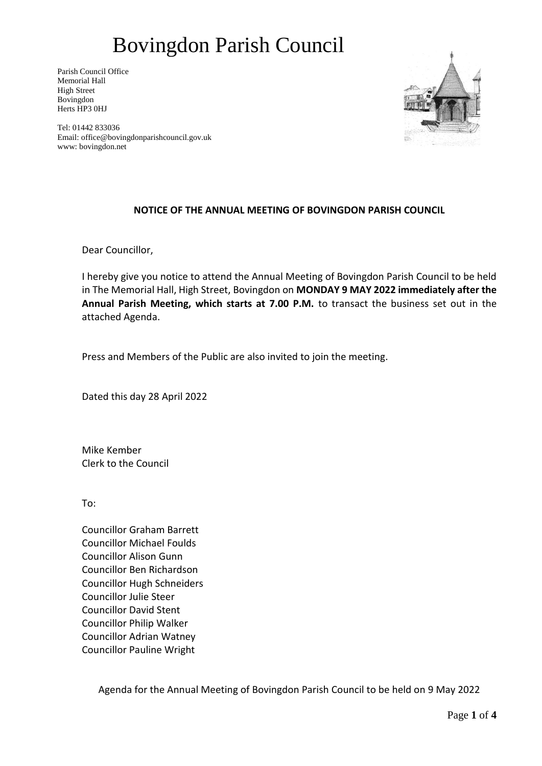# Bovingdon Parish Council

Parish Council Office
Memorial Hall
High Street
Bovingdon
Herts HP3 0HJ

Tel: 01442 833036
Email: office@bovingdonparishcouncil.gov.uk
www: bovingdon.net

**NOTICE OF THE ANNUAL MEETING OF BOVINGDON PARISH COUNCIL**

Dear Councillor,

I hereby give you notice to attend the Annual Meeting of Bovingdon Parish Council to be held in The Memorial Hall, High Street, Bovingdon on **MONDAY 9 MAY 2022 immediately after the Annual Parish Meeting, which starts at 7.00 P.M.** to transact the business set out in the attached Agenda.

Press and Members of the Public are also invited to join the meeting.

Dated this day 28 April 2022

Mike Kember
Clerk to the Council

To:

Councillor Graham Barrett
Councillor Michael Foulds
Councillor Alison Gunn
Councillor Ben Richardson
Councillor Hugh Schneiders
Councillor Julie Steer
Councillor David Stent
Councillor Philip Walker
Councillor Adrian Watney
Councillor Pauline Wright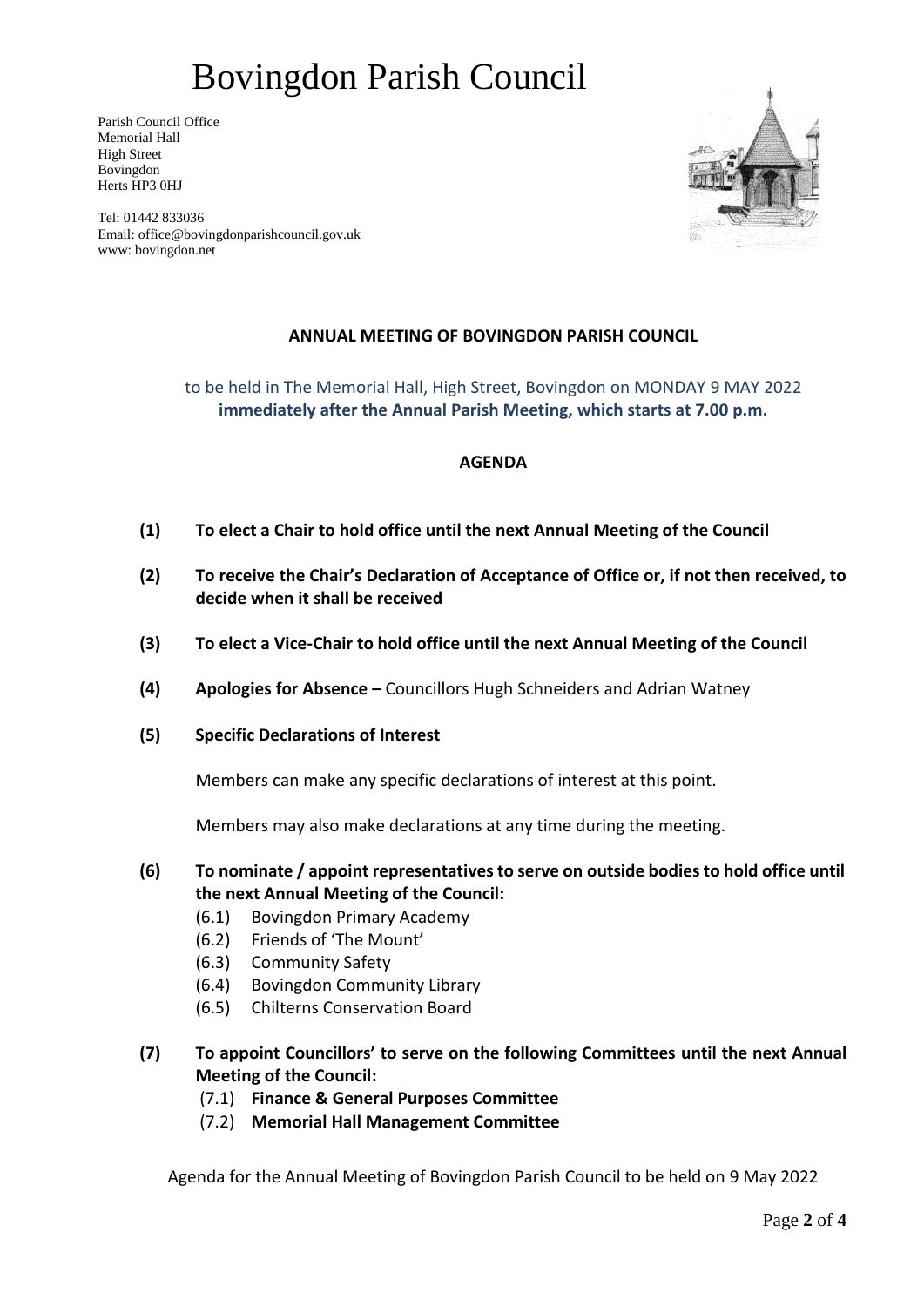# Bovingdon Parish Council

Parish Council Office
Memorial Hall
High Street
Bovingdon
Herts HP3 0HJ

Tel: 01442 833036
Email: office@bovingdonparishcouncil.gov.uk
www: bovingdon.net

## ANNUAL MEETING OF BOVINGDON PARISH COUNCIL

to be held in The Memorial Hall, High Street, Bovingdon on MONDAY 9 MAY 2022
**immediately after the Annual Parish Meeting, which starts at 7.00 p.m.**

## AGENDA

**(1) To elect a Chair to hold office until the next Annual Meeting of the Council**

**(2) To receive the Chair's Declaration of Acceptance of Office or, if not then received, to decide when it shall be received**

**(3) To elect a Vice-Chair to hold office until the next Annual Meeting of the Council**

**(4) Apologies for Absence –** Councillors Hugh Schneiders and Adrian Watney

**(5) Specific Declarations of Interest**

Members can make any specific declarations of interest at this point.

Members may also make declarations at any time during the meeting.

**(6) To nominate / appoint representatives to serve on outside bodies to hold office until the next Annual Meeting of the Council:**

- (6.1) Bovingdon Primary Academy
- (6.2) Friends of 'The Mount'
- (6.3) Community Safety
- (6.4) Bovingdon Community Library
- (6.5) Chilterns Conservation Board

**(7) To appoint Councillors' to serve on the following Committees until the next Annual Meeting of the Council:**

- (7.1) **Finance & General Purposes Committee**
- (7.2) **Memorial Hall Management Committee**

Agenda for the Annual Meeting of Bovingdon Parish Council to be held on 9 May 2022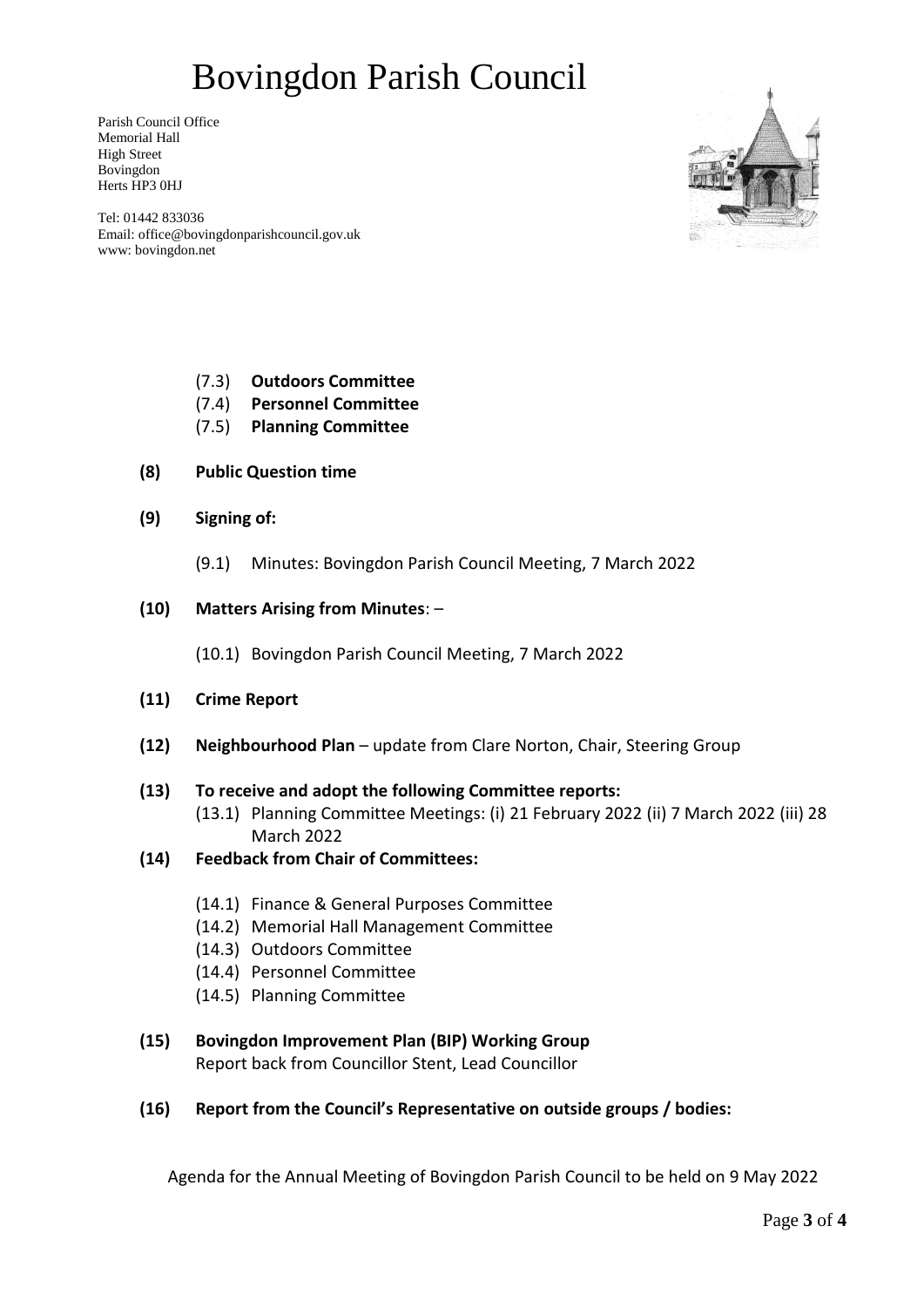# Bovingdon Parish Council

Parish Council Office
Memorial Hall
High Street
Bovingdon
Herts HP3 0HJ

Tel: 01442 833036
Email: office@bovingdonparishcouncil.gov.uk
www: bovingdon.net

- (7.3) **Outdoors Committee**
- (7.4) **Personnel Committee**
- (7.5) **Planning Committee**

**(8) Public Question time**

**(9) Signing of:**

- (9.1) Minutes: Bovingdon Parish Council Meeting, 7 March 2022

**(10) Matters Arising from Minutes**: –

- (10.1) Bovingdon Parish Council Meeting, 7 March 2022

**(11) Crime Report**

**(12) Neighbourhood Plan** – update from Clare Norton, Chair, Steering Group

**(13) To receive and adopt the following Committee reports:**

- (13.1) Planning Committee Meetings: (i) 21 February 2022 (ii) 7 March 2022 (iii) 28 March 2022

**(14) Feedback from Chair of Committees:**

- (14.1) Finance & General Purposes Committee
- (14.2) Memorial Hall Management Committee
- (14.3) Outdoors Committee
- (14.4) Personnel Committee
- (14.5) Planning Committee

**(15) Bovingdon Improvement Plan (BIP) Working Group**
Report back from Councillor Stent, Lead Councillor

**(16) Report from the Council's Representative on outside groups / bodies:**

Agenda for the Annual Meeting of Bovingdon Parish Council to be held on 9 May 2022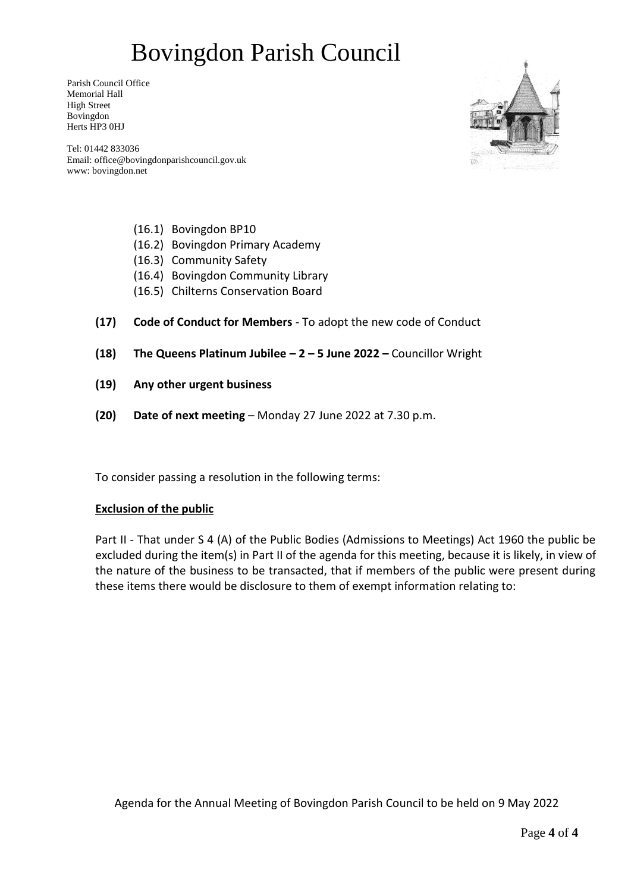# Bovingdon Parish Council

Parish Council Office
Memorial Hall
High Street
Bovingdon
Herts HP3 0HJ

Tel: 01442 833036
Email: office@bovingdonparishcouncil.gov.uk
www: bovingdon.net

(16.1) Bovingdon BP10
(16.2) Bovingdon Primary Academy
(16.3) Community Safety
(16.4) Bovingdon Community Library
(16.5) Chilterns Conservation Board

**(17) Code of Conduct for Members** - To adopt the new code of Conduct

**(18) The Queens Platinum Jubilee – 2 – 5 June 2022 –** Councillor Wright

**(19) Any other urgent business**

**(20) Date of next meeting** – Monday 27 June 2022 at 7.30 p.m.

To consider passing a resolution in the following terms:

**Exclusion of the public**

Part II - That under S 4 (A) of the Public Bodies (Admissions to Meetings) Act 1960 the public be excluded during the item(s) in Part II of the agenda for this meeting, because it is likely, in view of the nature of the business to be transacted, that if members of the public were present during these items there would be disclosure to them of exempt information relating to:

Agenda for the Annual Meeting of Bovingdon Parish Council to be held on 9 May 2022